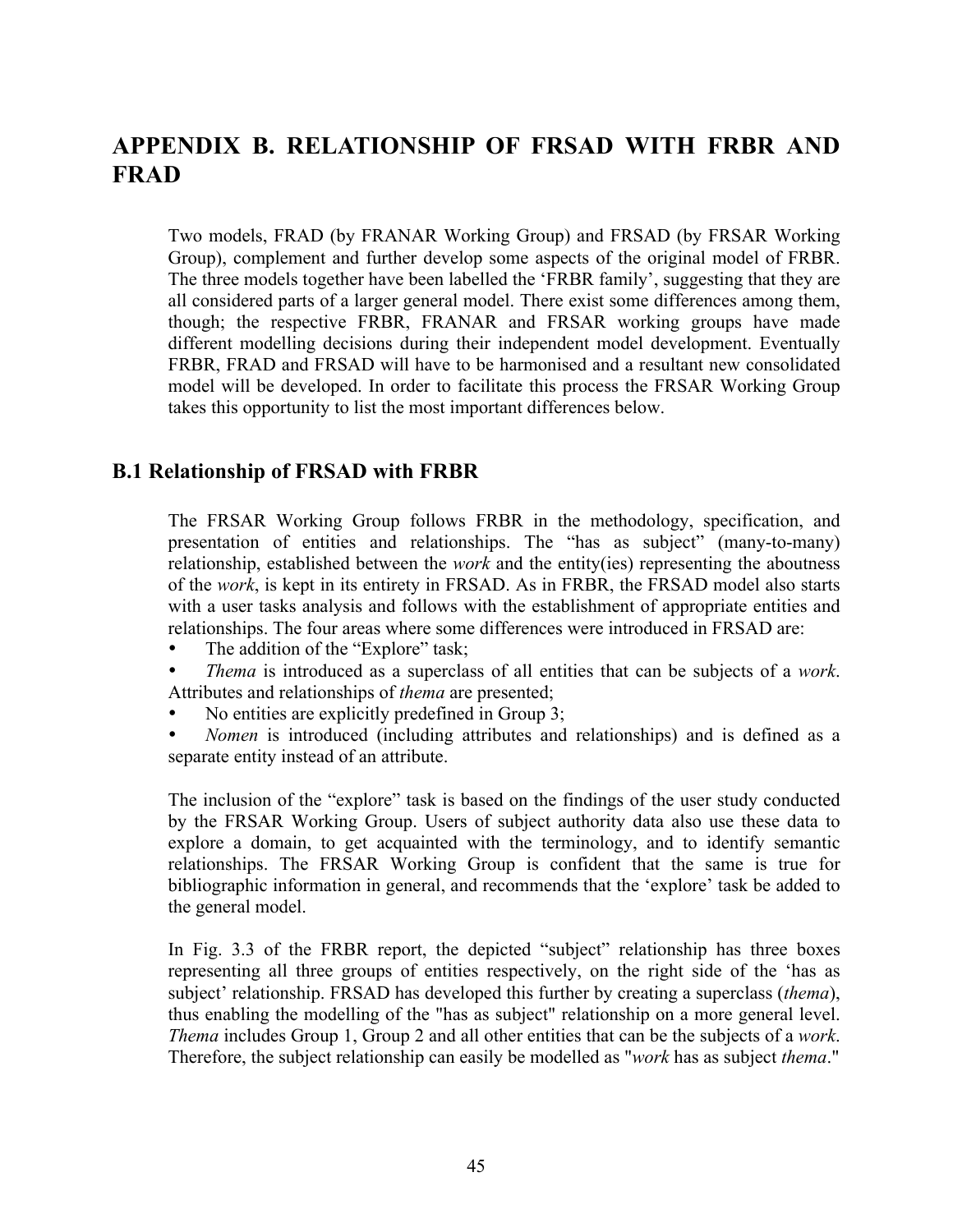# APPENDIX B. RELATIONSHIP OF FRSAD WITH FRBR AND FRAD

Two models, FRAD (by FRANAR Working Group) and FRSAD (by FRSAR Working Group), complement and further develop some aspects of the original model of FRBR. The three models together have been labelled the 'FRBR family', suggesting that they are all considered parts of a larger general model. There exist some differences among them, though; the respective FRBR, FRANAR and FRSAR working groups have made different modelling decisions during their independent model development. Eventually FRBR, FRAD and FRSAD will have to be harmonised and a resultant new consolidated model will be developed. In order to facilitate this process the FRSAR Working Group takes this opportunity to list the most important differences below.

## B.1 Relationship of FRSAD with FRBR

The FRSAR Working Group follows FRBR in the methodology, specification, and presentation of entities and relationships. The "has as subject" (many-to-many) relationship, established between the *work* and the entity(ies) representing the aboutness of the *work*, is kept in its entirety in FRSAD. As in FRBR, the FRSAD model also starts with a user tasks analysis and follows with the establishment of appropriate entities and relationships. The four areas where some differences were introduced in FRSAD are:

- The addition of the "Explore" task;
- *Thema* is introduced as a superclass of all entities that can be subjects of a *work*. Attributes and relationships of *thema* are presented;
- No entities are explicitly predefined in Group 3;
- *Nomen* is introduced (including attributes and relationships) and is defined as a separate entity instead of an attribute.

The inclusion of the "explore" task is based on the findings of the user study conducted by the FRSAR Working Group. Users of subject authority data also use these data to explore a domain, to get acquainted with the terminology, and to identify semantic relationships. The FRSAR Working Group is confident that the same is true for bibliographic information in general, and recommends that the 'explore' task be added to the general model.

In Fig. 3.3 of the FRBR report, the depicted "subject" relationship has three boxes representing all three groups of entities respectively, on the right side of the 'has as subject' relationship. FRSAD has developed this further by creating a superclass (*thema*), thus enabling the modelling of the "has as subject" relationship on a more general level. *Thema* includes Group 1, Group 2 and all other entities that can be the subjects of a *work*. Therefore, the subject relationship can easily be modelled as "*work* has as subject *thema*."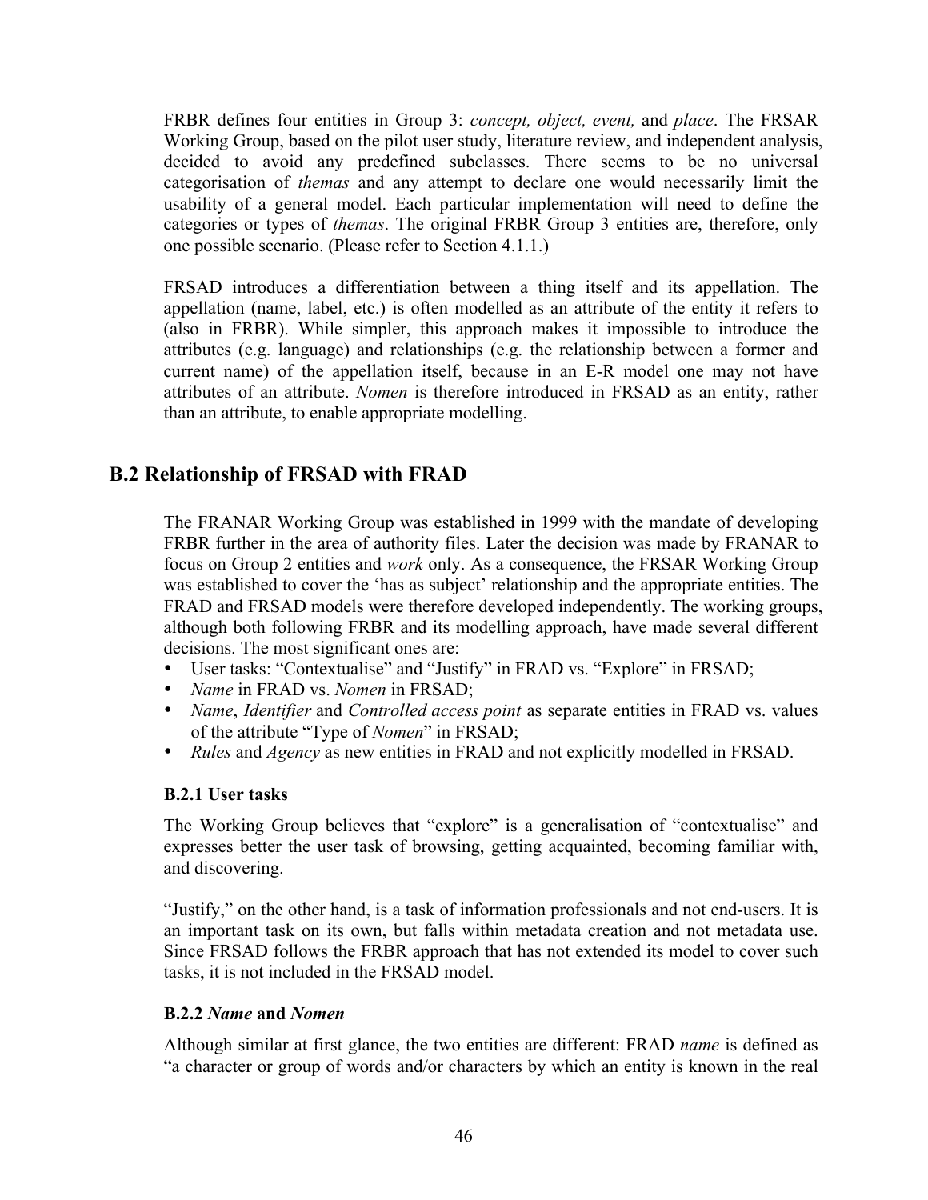FRBR defines four entities in Group 3: *concept, object, event,* and *place*. The FRSAR Working Group, based on the pilot user study, literature review, and independent analysis, decided to avoid any predefined subclasses. There seems to be no universal categorisation of *themas* and any attempt to declare one would necessarily limit the usability of a general model. Each particular implementation will need to define the categories or types of *themas*. The original FRBR Group 3 entities are, therefore, only one possible scenario. (Please refer to Section 4.1.1.)

FRSAD introduces a differentiation between a thing itself and its appellation. The appellation (name, label, etc.) is often modelled as an attribute of the entity it refers to (also in FRBR). While simpler, this approach makes it impossible to introduce the attributes (e.g. language) and relationships (e.g. the relationship between a former and current name) of the appellation itself, because in an E-R model one may not have attributes of an attribute. *Nomen* is therefore introduced in FRSAD as an entity, rather than an attribute, to enable appropriate modelling.

## B.2 Relationship of FRSAD with FRAD

The FRANAR Working Group was established in 1999 with the mandate of developing FRBR further in the area of authority files. Later the decision was made by FRANAR to focus on Group 2 entities and *work* only. As a consequence, the FRSAR Working Group was established to cover the 'has as subject' relationship and the appropriate entities. The FRAD and FRSAD models were therefore developed independently. The working groups, although both following FRBR and its modelling approach, have made several different decisions. The most significant ones are:

- User tasks: "Contextualise" and "Justify" in FRAD vs. "Explore" in FRSAD;
- *Name* in FRAD vs. *Nomen* in FRSAD;
- *Name*, *Identifier* and *Controlled access point* as separate entities in FRAD vs. values of the attribute "Type of *Nomen*" in FRSAD;
- *Rules* and *Agency* as new entities in FRAD and not explicitly modelled in FRSAD.

### B.2.1 User tasks

The Working Group believes that "explore" is a generalisation of "contextualise" and expresses better the user task of browsing, getting acquainted, becoming familiar with, and discovering.

"Justify," on the other hand, is a task of information professionals and not end-users. It is an important task on its own, but falls within metadata creation and not metadata use. Since FRSAD follows the FRBR approach that has not extended its model to cover such tasks, it is not included in the FRSAD model.

### B.2.2 *Name* and *Nomen*

Although similar at first glance, the two entities are different: FRAD *name* is defined as "a character or group of words and/or characters by which an entity is known in the real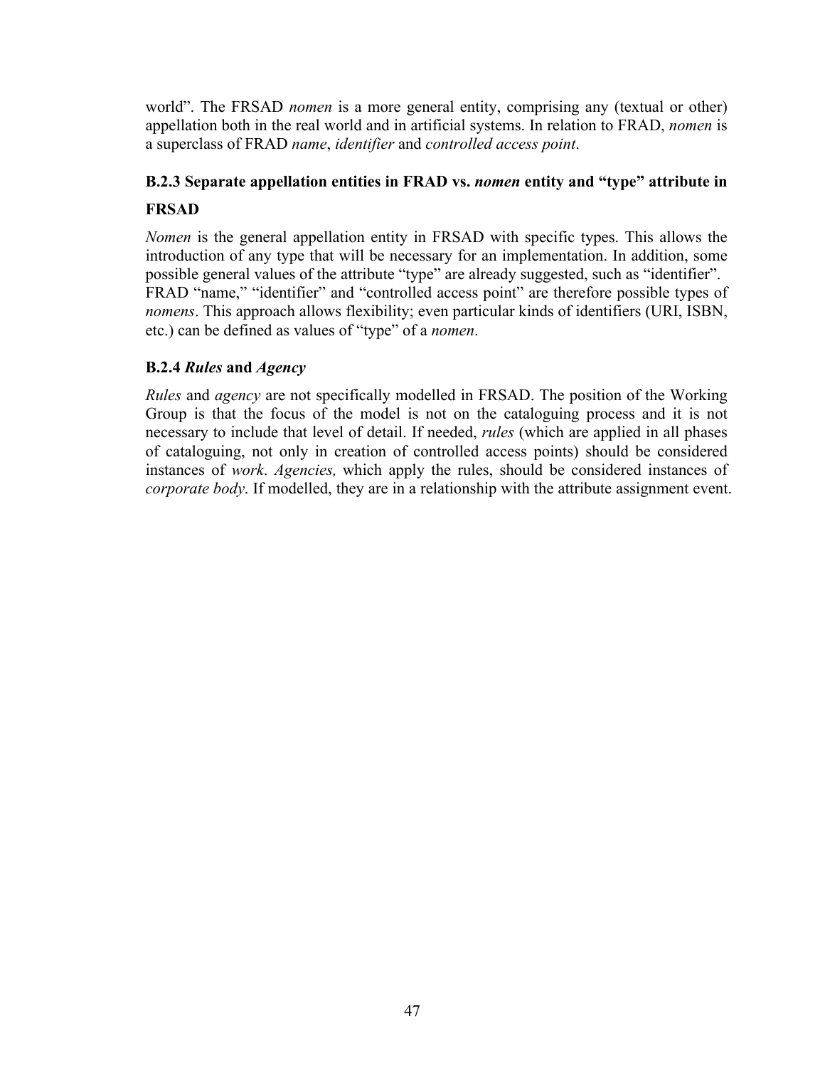world". The FRSAD *nomen* is a more general entity, comprising any (textual or other) appellation both in the real world and in artificial systems. In relation to FRAD, *nomen* is a superclass of FRAD *name*, *identifier* and *controlled access point*.

### B.2.3 Separate appellation entities in FRAD vs. *nomen* entity and "type" attribute in FRSAD

*Nomen* is the general appellation entity in FRSAD with specific types. This allows the introduction of any type that will be necessary for an implementation. In addition, some possible general values of the attribute "type" are already suggested, such as "identifier". FRAD "name," "identifier" and "controlled access point" are therefore possible types of *nomens*. This approach allows flexibility; even particular kinds of identifiers (URI, ISBN, etc.) can be defined as values of "type" of a *nomen*.

### B.2.4 *Rules* and *Agency*

*Rules* and *agency* are not specifically modelled in FRSAD. The position of the Working Group is that the focus of the model is not on the cataloguing process and it is not necessary to include that level of detail. If needed, *rules* (which are applied in all phases of cataloguing, not only in creation of controlled access points) should be considered instances of *work*. *Agencies,* which apply the rules, should be considered instances of *corporate body*. If modelled, they are in a relationship with the attribute assignment event.